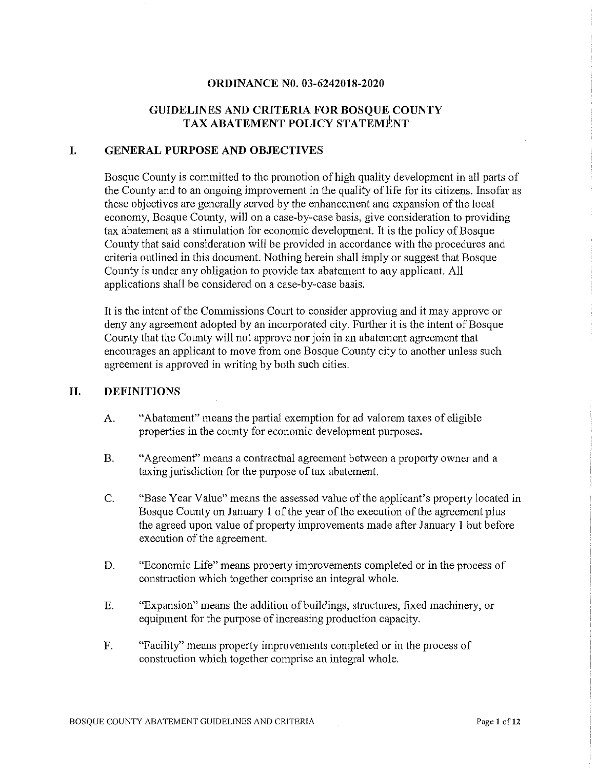**ORDINANCE N0. 03-6242018-2020**

**GUIDELINES AND CRITERIA FOR BOSQUE COUNTY TAX ABATEMENT POLICY STATEMENT**

## I. GENERAL PURPOSE AND OBJECTIVES

Bosque County is committed to the promotion of high quality development in all parts of the County and to an ongoing improvement in the quality of life for its citizens. Insofar as these objectives are generally served by the enhancement and expansion of the local economy, Bosque County, will on a case-by-case basis, give consideration to providing tax abatement as a stimulation for economic development. It is the policy of Bosque County that said consideration will be provided in accordance with the procedures and criteria outlined in this document. Nothing herein shall imply or suggest that Bosque County is under any obligation to provide tax abatement to any applicant. All applications shall be considered on a case-by-case basis.

It is the intent of the Commissions Court to consider approving and it may approve or deny any agreement adopted by an incorporated city. Further it is the intent of Bosque County that the County will not approve nor join in an abatement agreement that encourages an applicant to move from one Bosque County city to another unless such agreement is approved in writing by both such cities.

## II. DEFINITIONS

A. "Abatement" means the partial exemption for ad valorem taxes of eligible properties in the county for economic development purposes.

B. "Agreement" means a contractual agreement between a property owner and a taxing jurisdiction for the purpose of tax abatement.

C. "Base Year Value" means the assessed value of the applicant's property located in Bosque County on January 1 of the year of the execution of the agreement plus the agreed upon value of property improvements made after January 1 but before execution of the agreement.

D. "Economic Life" means property improvements completed or in the process of construction which together comprise an integral whole.

E. "Expansion" means the addition of buildings, structures, fixed machinery, or equipment for the purpose of increasing production capacity.

F. "Facility" means property improvements completed or in the process of construction which together comprise an integral whole.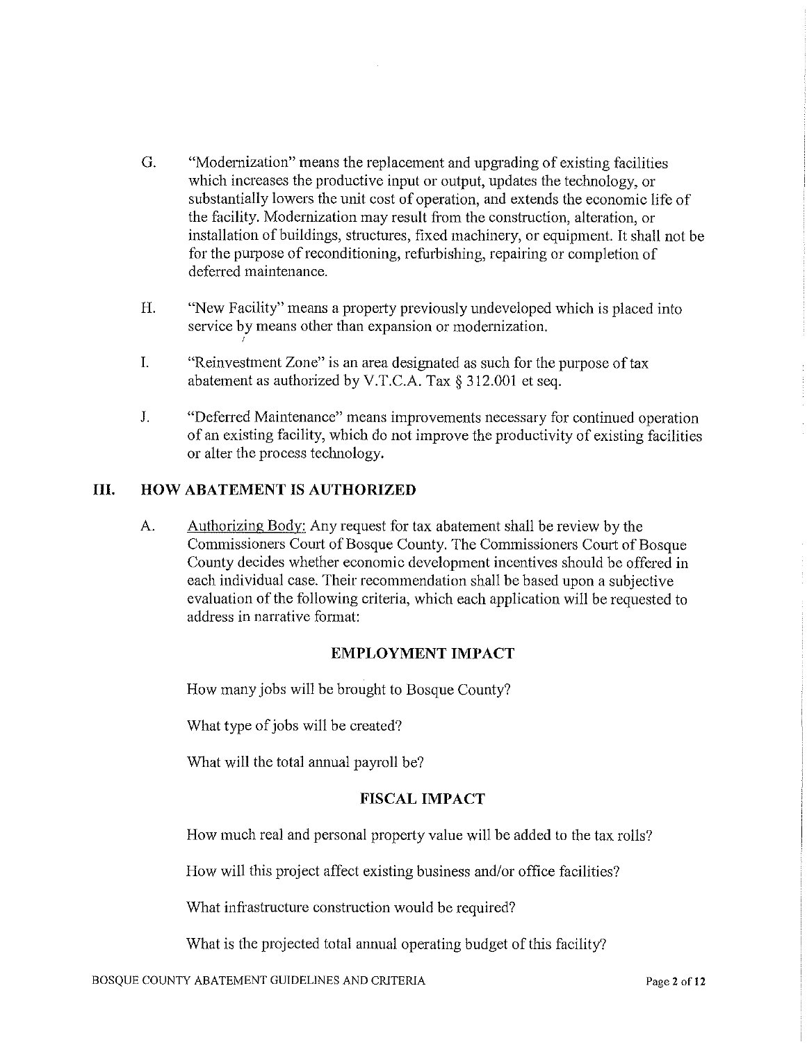G. "Modernization" means the replacement and upgrading of existing facilities which increases the productive input or output, updates the technology, or substantially lowers the unit cost of operation, and extends the economic life of the facility. Modernization may result from the construction, alteration, or installation of buildings, structures, fixed machinery, or equipment. It shall not be for the purpose of reconditioning, refurbishing, repairing or completion of deferred maintenance.

H. "New Facility" means a property previously undeveloped which is placed into service by means other than expansion or modernization.

I. "Reinvestment Zone" is an area designated as such for the purpose of tax abatement as authorized by V.T.C.A. Tax § 312.001 et seq.

J. "Deferred Maintenance" means improvements necessary for continued operation of an existing facility, which do not improve the productivity of existing facilities or alter the process technology.

## III. HOW ABATEMENT IS AUTHORIZED

A. Authorizing Body: Any request for tax abatement shall be review by the Commissioners Court of Bosque County. The Commissioners Court of Bosque County decides whether economic development incentives should be offered in each individual case. Their recommendation shall be based upon a subjective evaluation of the following criteria, which each application will be requested to address in narrative format:

**EMPLOYMENT IMPACT**

How many jobs will be brought to Bosque County?

What type of jobs will be created?

What will the total annual payroll be?

**FISCAL IMPACT**

How much real and personal property value will be added to the tax rolls?

How will this project affect existing business and/or office facilities?

What infrastructure construction would be required?

What is the projected total annual operating budget of this facility?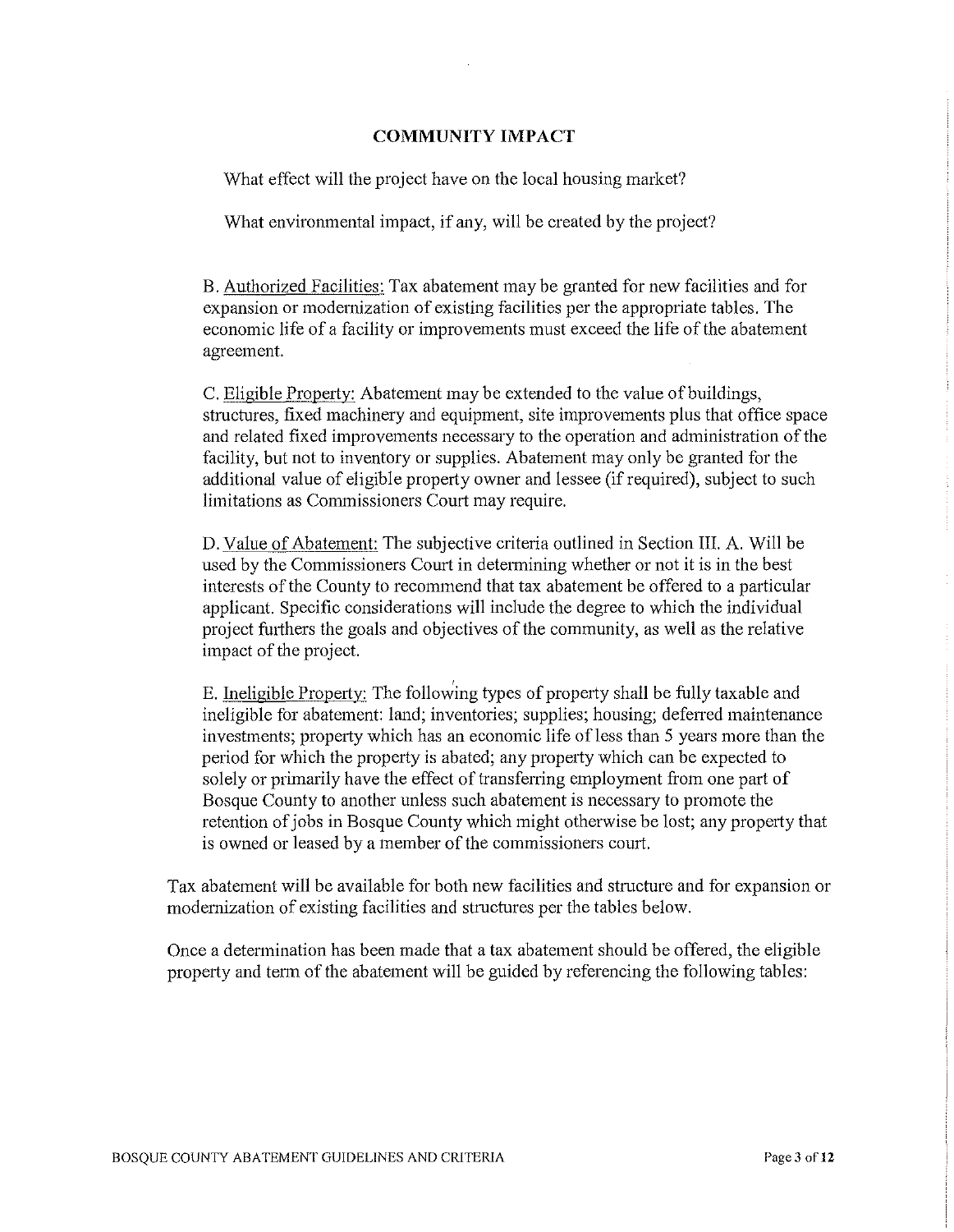## COMMUNITY IMPACT

What effect will the project have on the local housing market?

What environmental impact, if any, will be created by the project?

B. Authorized Facilities: Tax abatement may be granted for new facilities and for expansion or modernization of existing facilities per the appropriate tables. The economic life of a facility or improvements must exceed the life of the abatement agreement.

C. Eligible Property: Abatement may be extended to the value of buildings, structures, fixed machinery and equipment, site improvements plus that office space and related fixed improvements necessary to the operation and administration of the facility, but not to inventory or supplies. Abatement may only be granted for the additional value of eligible property owner and lessee (if required), subject to such limitations as Commissioners Court may require.

D. Value of Abatement: The subjective criteria outlined in Section III. A. Will be used by the Commissioners Court in determining whether or not it is in the best interests of the County to recommend that tax abatement be offered to a particular applicant. Specific considerations will include the degree to which the individual project furthers the goals and objectives of the community, as well as the relative impact of the project.

E. Ineligible Property: The following types of property shall be fully taxable and ineligible for abatement: land; inventories; supplies; housing; deferred maintenance investments; property which has an economic life of less than 5 years more than the period for which the property is abated; any property which can be expected to solely or primarily have the effect of transferring employment from one part of Bosque County to another unless such abatement is necessary to promote the retention of jobs in Bosque County which might otherwise be lost; any property that is owned or leased by a member of the commissioners court.

Tax abatement will be available for both new facilities and structure and for expansion or modernization of existing facilities and structures per the tables below.

Once a determination has been made that a tax abatement should be offered, the eligible property and term of the abatement will be guided by referencing the following tables: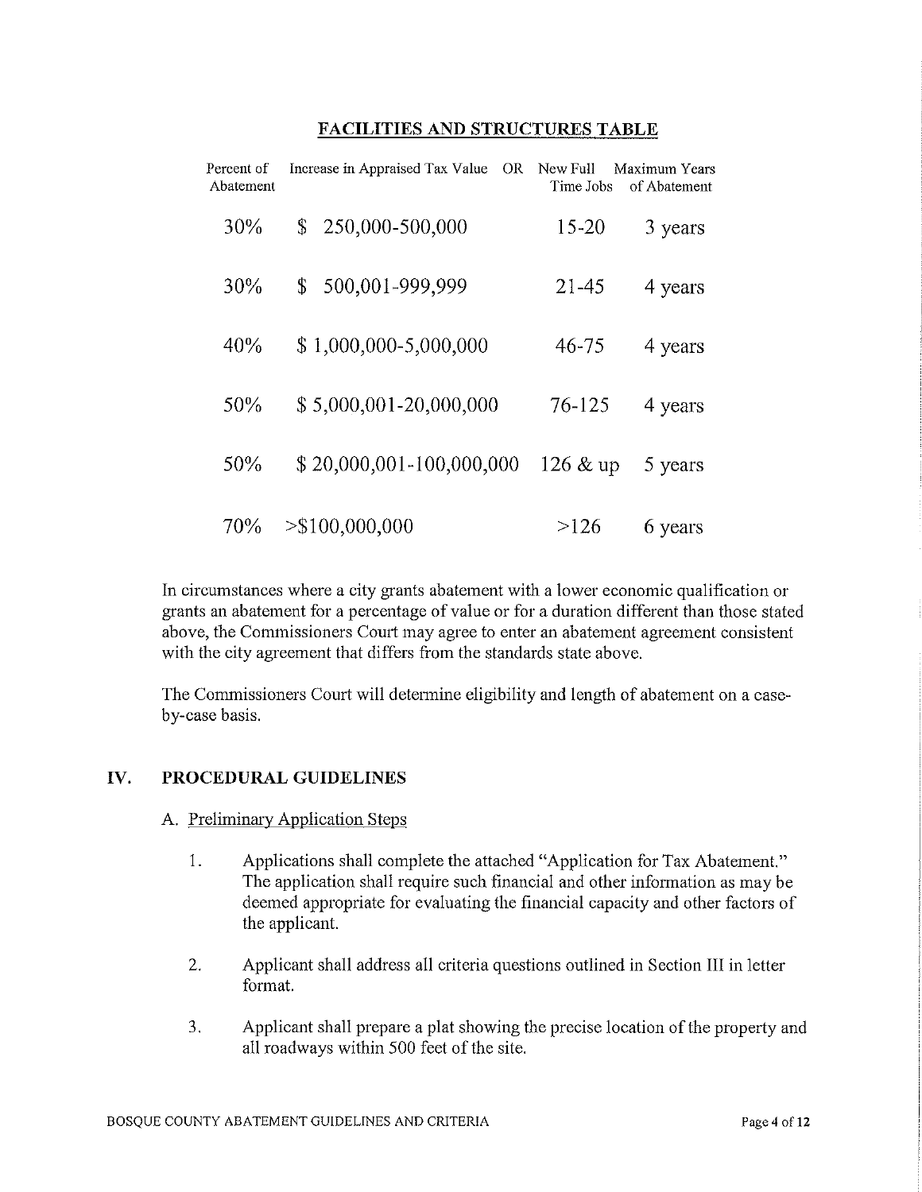## FACILITIES AND STRUCTURES TABLE

| Percent of Abatement | Increase in Appraised Tax Value OR | New Full Time Jobs | Maximum Years of Abatement |
|---|---|---|---|
| 30% | $ 250,000-500,000 | 15-20 | 3 years |
| 30% | $ 500,001-999,999 | 21-45 | 4 years |
| 40% | $ 1,000,000-5,000,000 | 46-75 | 4 years |
| 50% | $ 5,000,001-20,000,000 | 76-125 | 4 years |
| 50% | $ 20,000,001-100,000,000 | 126 & up | 5 years |
| 70% | >$100,000,000 | >126 | 6 years |

In circumstances where a city grants abatement with a lower economic qualification or grants an abatement for a percentage of value or for a duration different than those stated above, the Commissioners Court may agree to enter an abatement agreement consistent with the city agreement that differs from the standards state above.

The Commissioners Court will determine eligibility and length of abatement on a case-by-case basis.

## IV. PROCEDURAL GUIDELINES

A. Preliminary Application Steps

1. Applications shall complete the attached "Application for Tax Abatement." The application shall require such financial and other information as may be deemed appropriate for evaluating the financial capacity and other factors of the applicant.

2. Applicant shall address all criteria questions outlined in Section III in letter format.

3. Applicant shall prepare a plat showing the precise location of the property and all roadways within 500 feet of the site.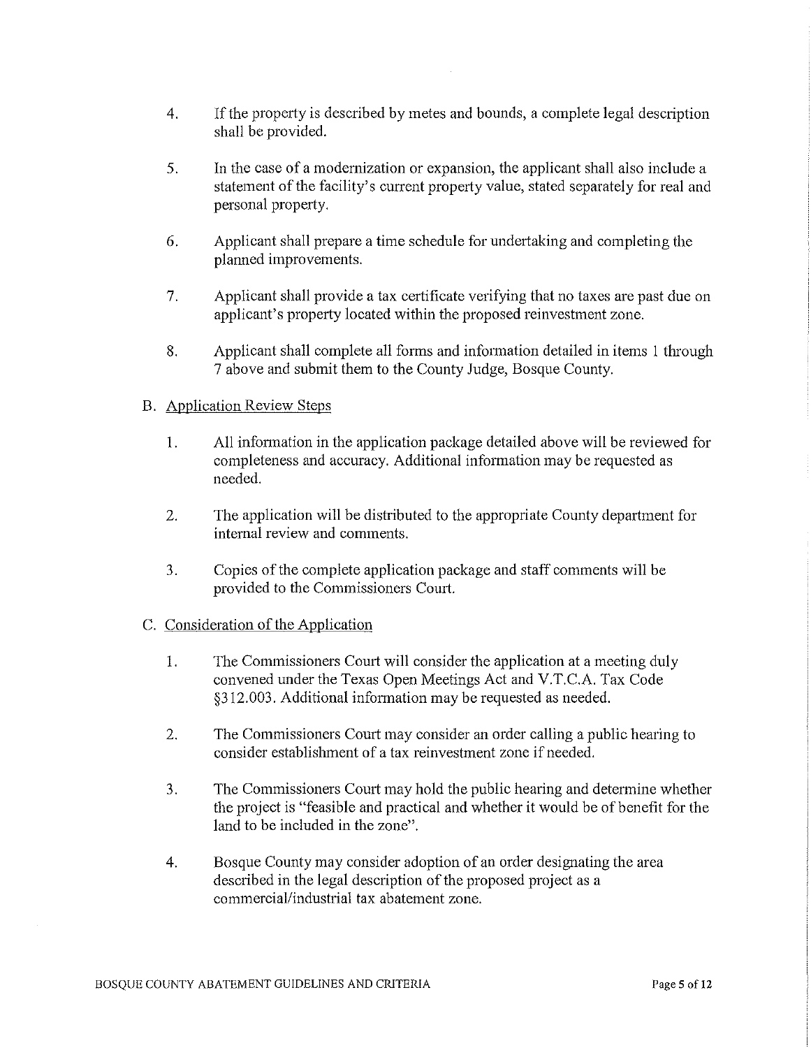4. If the property is described by metes and bounds, a complete legal description shall be provided.

5. In the case of a modernization or expansion, the applicant shall also include a statement of the facility's current property value, stated separately for real and personal property.

6. Applicant shall prepare a time schedule for undertaking and completing the planned improvements.

7. Applicant shall provide a tax certificate verifying that no taxes are past due on applicant's property located within the proposed reinvestment zone.

8. Applicant shall complete all forms and information detailed in items 1 through 7 above and submit them to the County Judge, Bosque County.

B. <u>Application Review Steps</u>

1. All information in the application package detailed above will be reviewed for completeness and accuracy. Additional information may be requested as needed.

2. The application will be distributed to the appropriate County department for internal review and comments.

3. Copies of the complete application package and staff comments will be provided to the Commissioners Court.

C. <u>Consideration of the Application</u>

1. The Commissioners Court will consider the application at a meeting duly convened under the Texas Open Meetings Act and V.T.C.A. Tax Code §312.003. Additional information may be requested as needed.

2. The Commissioners Court may consider an order calling a public hearing to consider establishment of a tax reinvestment zone if needed.

3. The Commissioners Court may hold the public hearing and determine whether the project is "feasible and practical and whether it would be of benefit for the land to be included in the zone".

4. Bosque County may consider adoption of an order designating the area described in the legal description of the proposed project as a commercial/industrial tax abatement zone.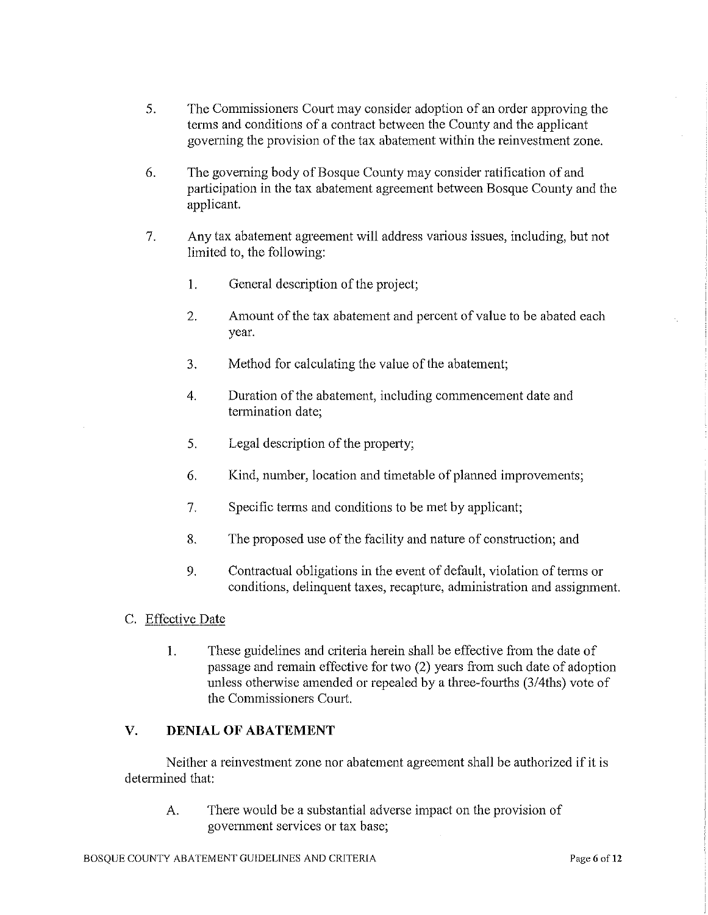5. The Commissioners Court may consider adoption of an order approving the terms and conditions of a contract between the County and the applicant governing the provision of the tax abatement within the reinvestment zone.

6. The governing body of Bosque County may consider ratification of and participation in the tax abatement agreement between Bosque County and the applicant.

7. Any tax abatement agreement will address various issues, including, but not limited to, the following:

    1. General description of the project;

    2. Amount of the tax abatement and percent of value to be abated each year.

    3. Method for calculating the value of the abatement;

    4. Duration of the abatement, including commencement date and termination date;

    5. Legal description of the property;

    6. Kind, number, location and timetable of planned improvements;

    7. Specific terms and conditions to be met by applicant;

    8. The proposed use of the facility and nature of construction; and

    9. Contractual obligations in the event of default, violation of terms or conditions, delinquent taxes, recapture, administration and assignment.

C. <u>Effective Date</u>

1. These guidelines and criteria herein shall be effective from the date of passage and remain effective for two (2) years from such date of adoption unless otherwise amended or repealed by a three-fourths (3/4ths) vote of the Commissioners Court.

## V. DENIAL OF ABATEMENT

Neither a reinvestment zone nor abatement agreement shall be authorized if it is determined that:

A. There would be a substantial adverse impact on the provision of government services or tax base;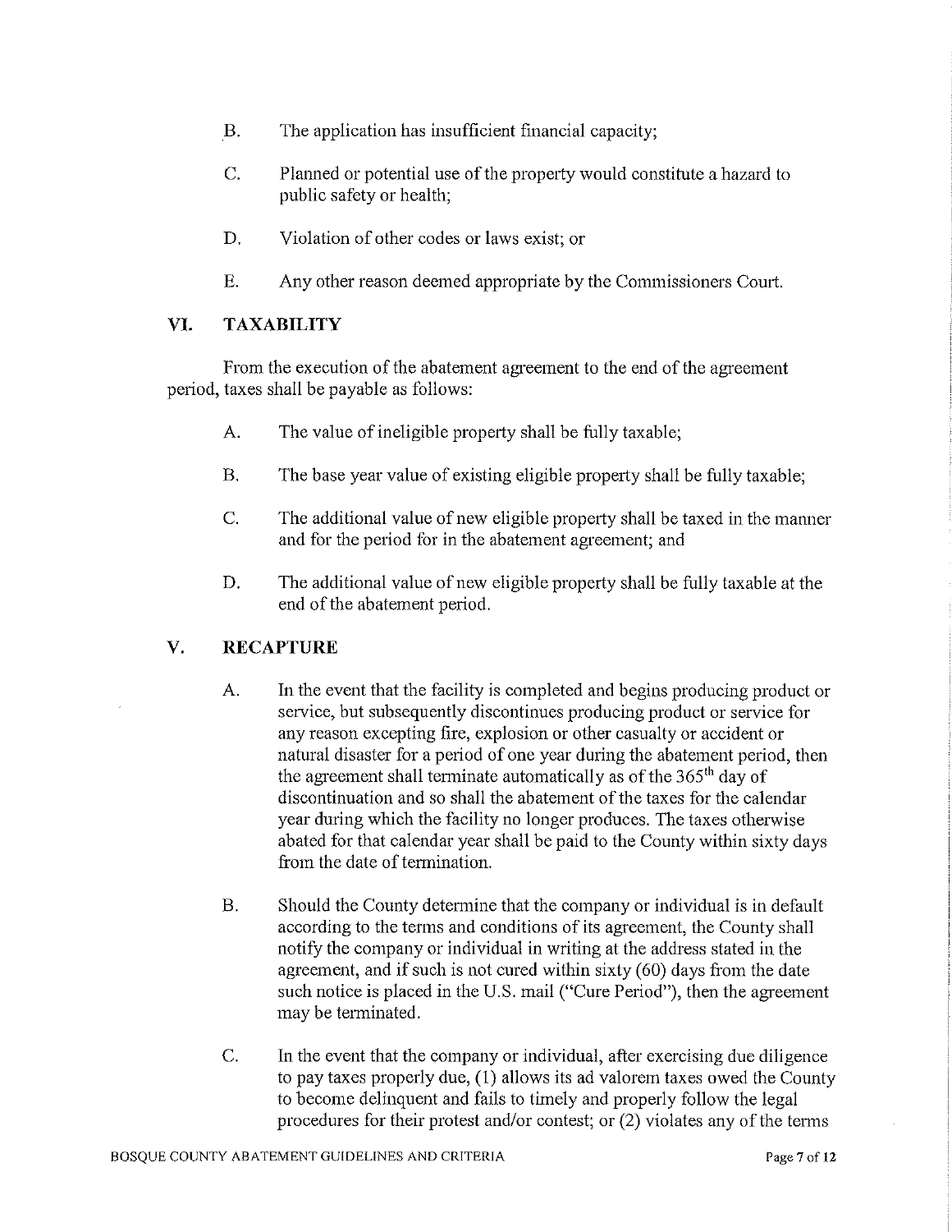B. The application has insufficient financial capacity;

C. Planned or potential use of the property would constitute a hazard to public safety or health;

D. Violation of other codes or laws exist; or

E. Any other reason deemed appropriate by the Commissioners Court.

## VI. TAXABILITY

From the execution of the abatement agreement to the end of the agreement period, taxes shall be payable as follows:

A. The value of ineligible property shall be fully taxable;

B. The base year value of existing eligible property shall be fully taxable;

C. The additional value of new eligible property shall be taxed in the manner and for the period for in the abatement agreement; and

D. The additional value of new eligible property shall be fully taxable at the end of the abatement period.

## V. RECAPTURE

A. In the event that the facility is completed and begins producing product or service, but subsequently discontinues producing product or service for any reason excepting fire, explosion or other casualty or accident or natural disaster for a period of one year during the abatement period, then the agreement shall terminate automatically as of the 365th day of discontinuation and so shall the abatement of the taxes for the calendar year during which the facility no longer produces. The taxes otherwise abated for that calendar year shall be paid to the County within sixty days from the date of termination.

B. Should the County determine that the company or individual is in default according to the terms and conditions of its agreement, the County shall notify the company or individual in writing at the address stated in the agreement, and if such is not cured within sixty (60) days from the date such notice is placed in the U.S. mail ("Cure Period"), then the agreement may be terminated.

C. In the event that the company or individual, after exercising due diligence to pay taxes properly due, (1) allows its ad valorem taxes owed the County to become delinquent and fails to timely and properly follow the legal procedures for their protest and/or contest; or (2) violates any of the terms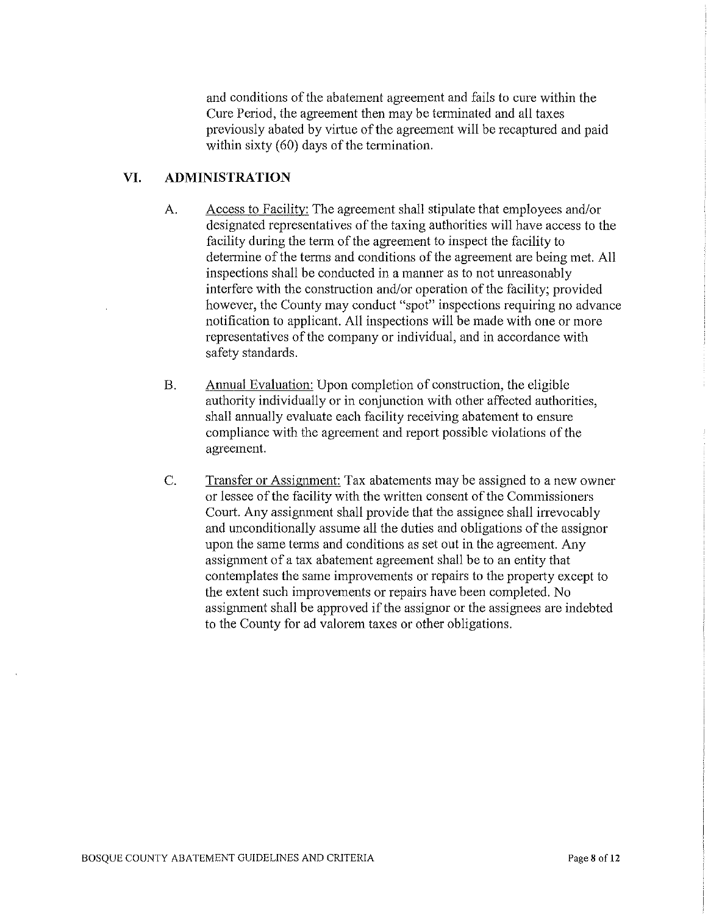and conditions of the abatement agreement and fails to cure within the Cure Period, the agreement then may be terminated and all taxes previously abated by virtue of the agreement will be recaptured and paid within sixty (60) days of the termination.

## VI. ADMINISTRATION

A. Access to Facility: The agreement shall stipulate that employees and/or designated representatives of the taxing authorities will have access to the facility during the term of the agreement to inspect the facility to determine of the terms and conditions of the agreement are being met. All inspections shall be conducted in a manner as to not unreasonably interfere with the construction and/or operation of the facility; provided however, the County may conduct "spot" inspections requiring no advance notification to applicant. All inspections will be made with one or more representatives of the company or individual, and in accordance with safety standards.

B. Annual Evaluation: Upon completion of construction, the eligible authority individually or in conjunction with other affected authorities, shall annually evaluate each facility receiving abatement to ensure compliance with the agreement and report possible violations of the agreement.

C. Transfer or Assignment: Tax abatements may be assigned to a new owner or lessee of the facility with the written consent of the Commissioners Court. Any assignment shall provide that the assignee shall irrevocably and unconditionally assume all the duties and obligations of the assignor upon the same terms and conditions as set out in the agreement. Any assignment of a tax abatement agreement shall be to an entity that contemplates the same improvements or repairs to the property except to the extent such improvements or repairs have been completed. No assignment shall be approved if the assignor or the assignees are indebted to the County for ad valorem taxes or other obligations.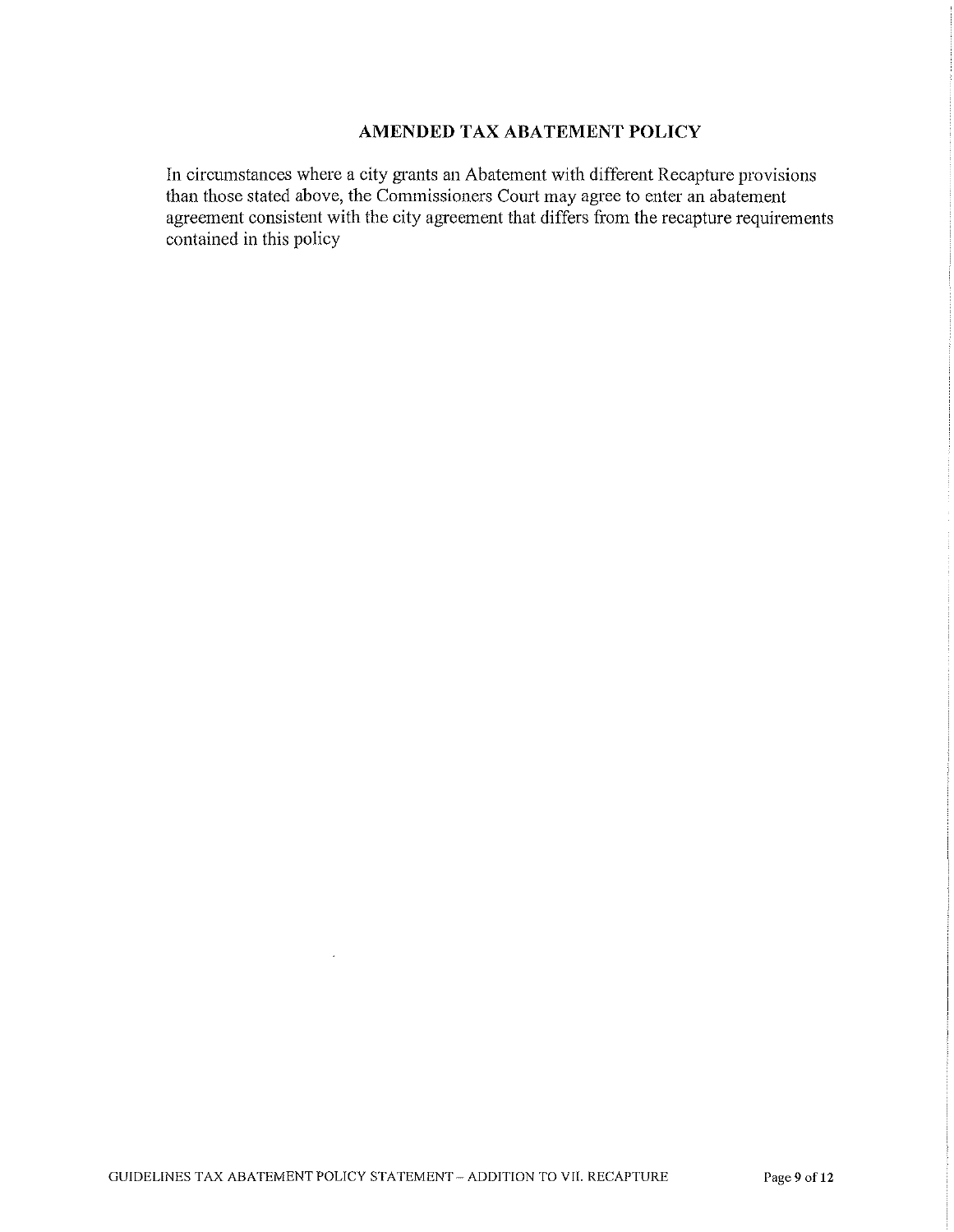## AMENDED TAX ABATEMENT POLICY

In circumstances where a city grants an Abatement with different Recapture provisions than those stated above, the Commissioners Court may agree to enter an abatement agreement consistent with the city agreement that differs from the recapture requirements contained in this policy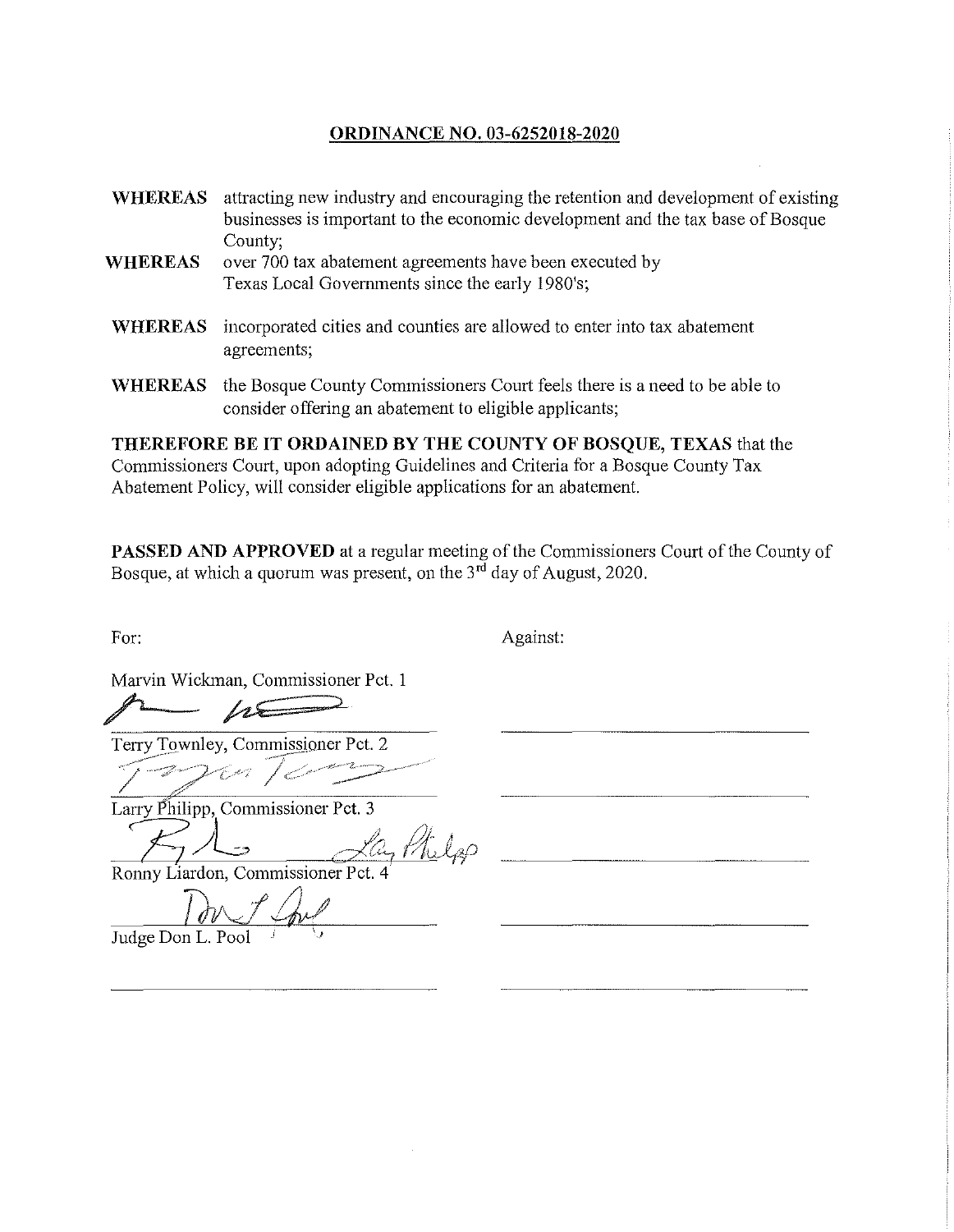## **ORDINANCE NO. 03-6252018-2020**

**WHEREAS** attracting new industry and encouraging the retention and development of existing businesses is important to the economic development and the tax base of Bosque County;

**WHEREAS** over 700 tax abatement agreements have been executed by Texas Local Governments since the early 1980's;

**WHEREAS** incorporated cities and counties are allowed to enter into tax abatement agreements;

**WHEREAS** the Bosque County Commissioners Court feels there is a need to be able to consider offering an abatement to eligible applicants;

**THEREFORE BE IT ORDAINED BY THE COUNTY OF BOSQUE, TEXAS** that the Commissioners Court, upon adopting Guidelines and Criteria for a Bosque County Tax Abatement Policy, will consider eligible applications for an abatement.

**PASSED AND APPROVED** at a regular meeting of the Commissioners Court of the County of Bosque, at which a quorum was present, on the 3rd day of August, 2020.

| For: | Against: |
| --- | --- |
| Marvin Wickman, Commissioner Pct. 1 | |
| Terry Townley, Commissioner Pct. 2 | |
| Larry Philipp, Commissioner Pct. 3 | |
| Ronny Liardon, Commissioner Pct. 4 | |
| Judge Don L. Pool | |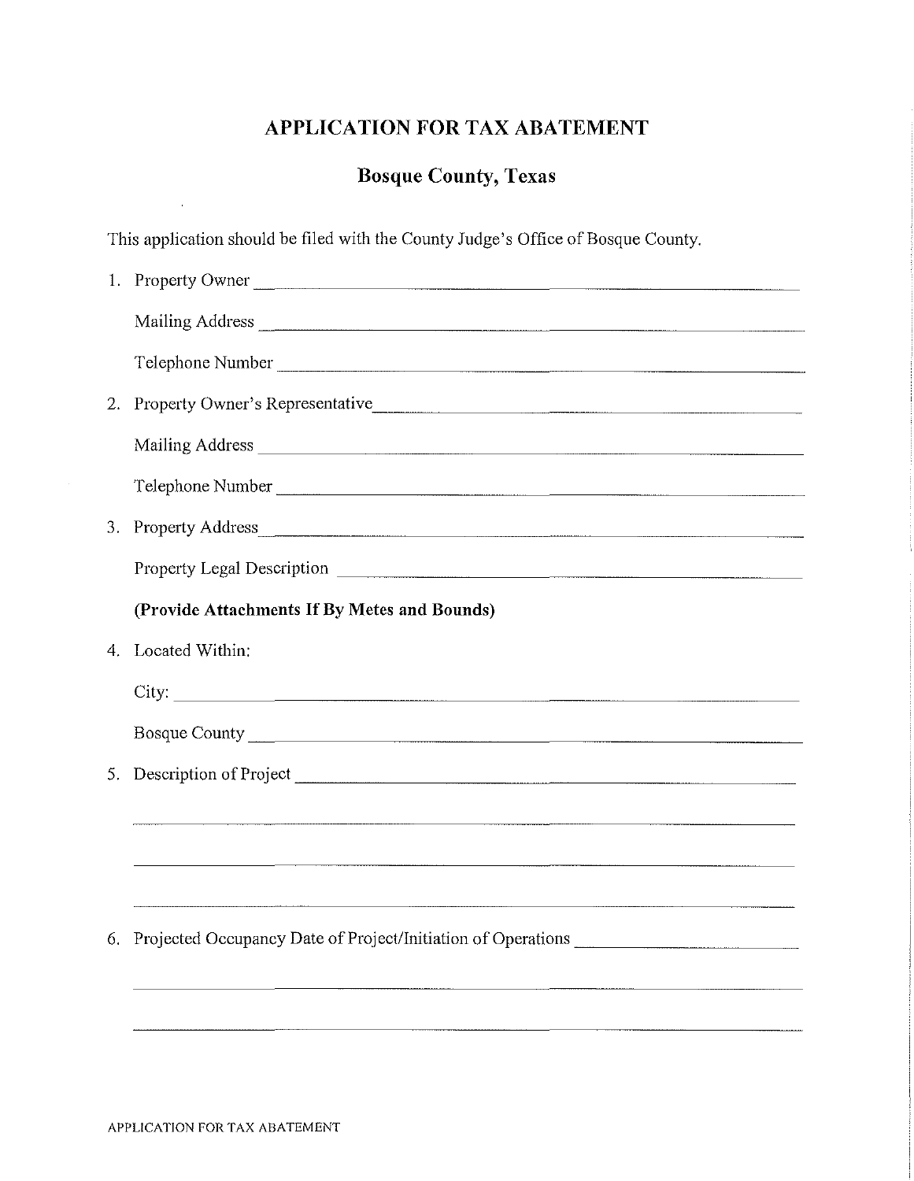# APPLICATION FOR TAX ABATEMENT

## Bosque County, Texas

This application should be filed with the County Judge's Office of Bosque County.

1. Property Owner ______________________________________________

   Mailing Address ______________________________________________

   Telephone Number ______________________________________________

2. Property Owner's Representative ______________________________________________

   Mailing Address ______________________________________________

   Telephone Number ______________________________________________

3. Property Address ______________________________________________

   Property Legal Description ______________________________________________

   **(Provide Attachments If By Metes and Bounds)**

4. Located Within:

   City: ______________________________________________

   Bosque County ______________________________________________

5. Description of Project ______________________________________________

   ______________________________________________

   ______________________________________________

   ______________________________________________

6. Projected Occupancy Date of Project/Initiation of Operations ______________________

   ______________________________________________

   ______________________________________________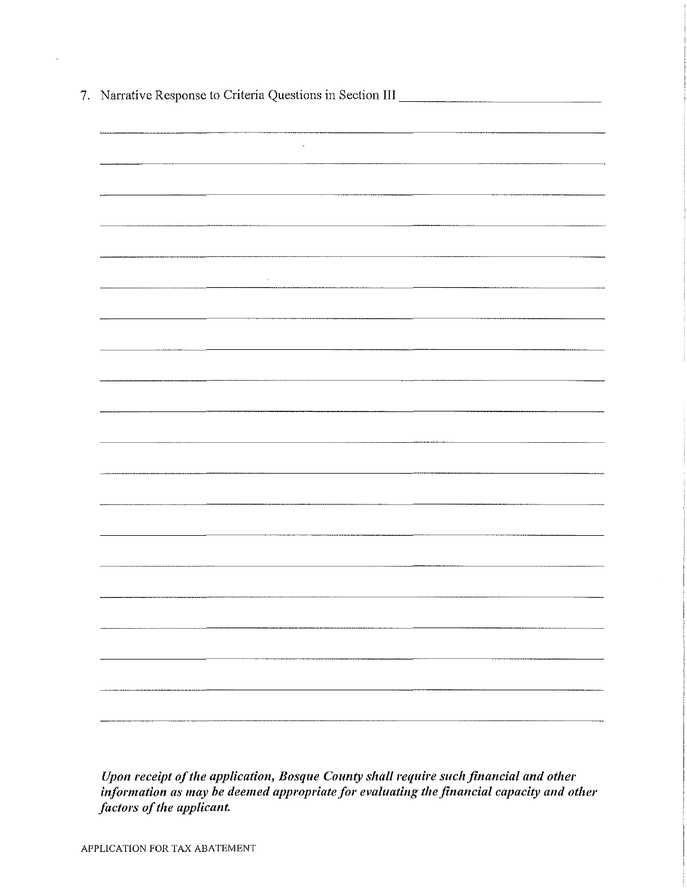7. Narrative Response to Criteria Questions in Section III \_\_\_\_\_\_\_\_\_\_\_\_\_\_\_\_\_\_\_\_\_\_\_\_\_\_\_\_

***Upon receipt of the application, Bosque County shall require such financial and other information as may be deemed appropriate for evaluating the financial capacity and other factors of the applicant.***